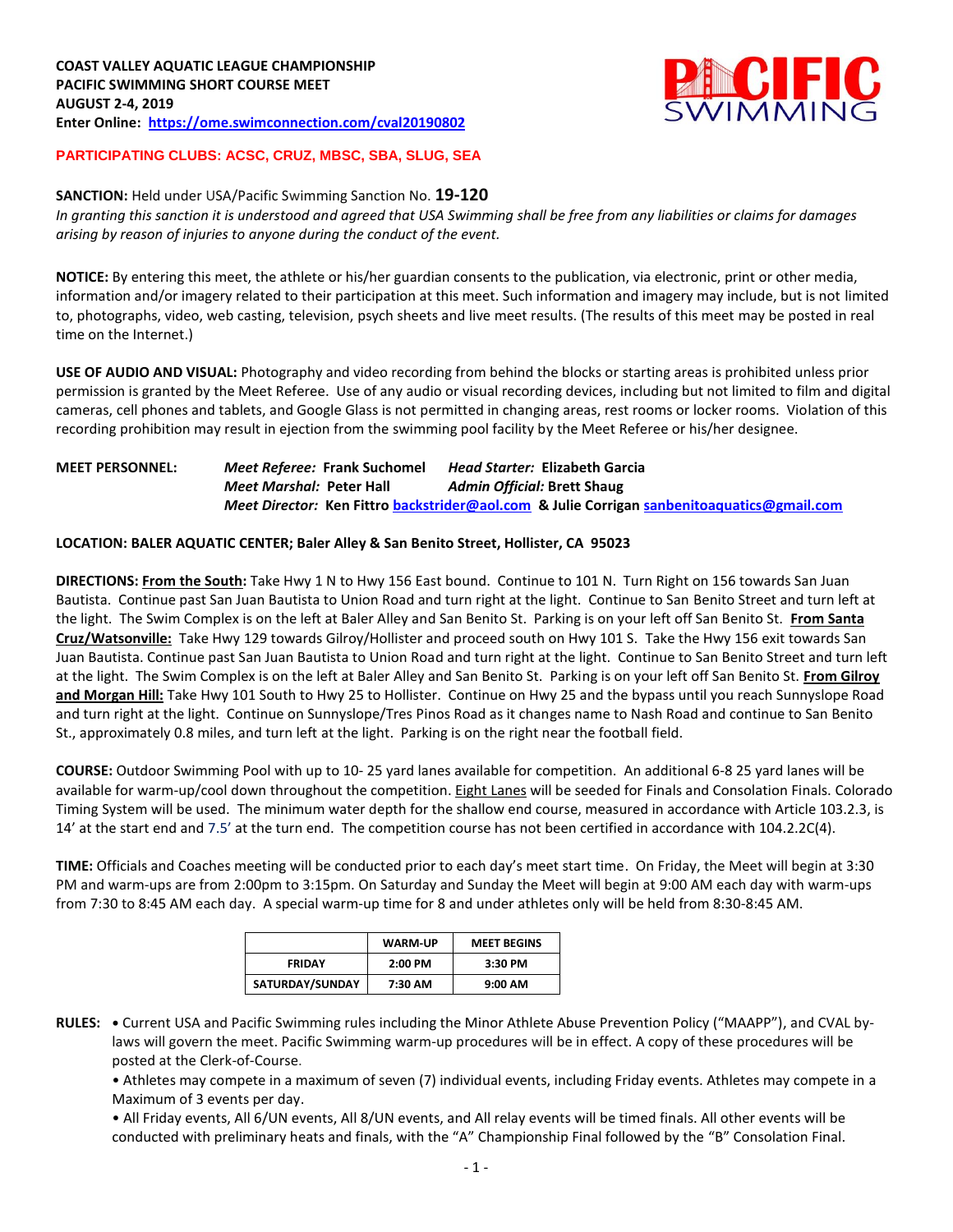**COAST VALLEY AQUATIC LEAGUE CHAMPIONSHIP**
**PACIFIC SWIMMING SHORT COURSE MEET**
**AUGUST 2-4, 2019**
**Enter Online: https://ome.swimconnection.com/cval20190802**

**PARTICIPATING CLUBS: ACSC, CRUZ, MBSC, SBA, SLUG, SEA**

**SANCTION:** Held under USA/Pacific Swimming Sanction No. **19-120**
*In granting this sanction it is understood and agreed that USA Swimming shall be free from any liabilities or claims for damages arising by reason of injuries to anyone during the conduct of the event.*

**NOTICE:** By entering this meet, the athlete or his/her guardian consents to the publication, via electronic, print or other media, information and/or imagery related to their participation at this meet. Such information and imagery may include, but is not limited to, photographs, video, web casting, television, psych sheets and live meet results. (The results of this meet may be posted in real time on the Internet.)

**USE OF AUDIO AND VISUAL:** Photography and video recording from behind the blocks or starting areas is prohibited unless prior permission is granted by the Meet Referee. Use of any audio or visual recording devices, including but not limited to film and digital cameras, cell phones and tablets, and Google Glass is not permitted in changing areas, rest rooms or locker rooms. Violation of this recording prohibition may result in ejection from the swimming pool facility by the Meet Referee or his/her designee.

**MEET PERSONNEL:** *Meet Referee:* **Frank Suchomel** *Head Starter:* **Elizabeth Garcia**
*Meet Marshal:* **Peter Hall** *Admin Official:* **Brett Shaug**
*Meet Director:* **Ken Fittro backstrider@aol.com & Julie Corrigan sanbenitoaquatics@gmail.com**

**LOCATION: BALER AQUATIC CENTER; Baler Alley & San Benito Street, Hollister, CA 95023**

**DIRECTIONS: From the South:** Take Hwy 1 N to Hwy 156 East bound. Continue to 101 N. Turn Right on 156 towards San Juan Bautista. Continue past San Juan Bautista to Union Road and turn right at the light. Continue to San Benito Street and turn left at the light. The Swim Complex is on the left at Baler Alley and San Benito St. Parking is on your left off San Benito St. **From Santa Cruz/Watsonville:** Take Hwy 129 towards Gilroy/Hollister and proceed south on Hwy 101 S. Take the Hwy 156 exit towards San Juan Bautista. Continue past San Juan Bautista to Union Road and turn right at the light. Continue to San Benito Street and turn left at the light. The Swim Complex is on the left at Baler Alley and San Benito St. Parking is on your left off San Benito St. **From Gilroy and Morgan Hill:** Take Hwy 101 South to Hwy 25 to Hollister. Continue on Hwy 25 and the bypass until you reach Sunnyslope Road and turn right at the light. Continue on Sunnyslope/Tres Pinos Road as it changes name to Nash Road and continue to San Benito St., approximately 0.8 miles, and turn left at the light. Parking is on the right near the football field.

**COURSE:** Outdoor Swimming Pool with up to 10- 25 yard lanes available for competition. An additional 6-8 25 yard lanes will be available for warm-up/cool down throughout the competition. Eight Lanes will be seeded for Finals and Consolation Finals. Colorado Timing System will be used. The minimum water depth for the shallow end course, measured in accordance with Article 103.2.3, is 14' at the start end and 7.5' at the turn end. The competition course has not been certified in accordance with 104.2.2C(4).

**TIME:** Officials and Coaches meeting will be conducted prior to each day's meet start time. On Friday, the Meet will begin at 3:30 PM and warm-ups are from 2:00pm to 3:15pm. On Saturday and Sunday the Meet will begin at 9:00 AM each day with warm-ups from 7:30 to 8:45 AM each day. A special warm-up time for 8 and under athletes only will be held from 8:30-8:45 AM.

| | WARM-UP | MEET BEGINS |
|---|---|---|
| FRIDAY | 2:00 PM | 3:30 PM |
| SATURDAY/SUNDAY | 7:30 AM | 9:00 AM |

**RULES:**
- Current USA and Pacific Swimming rules including the Minor Athlete Abuse Prevention Policy ("MAAPP"), and CVAL by-laws will govern the meet. Pacific Swimming warm-up procedures will be in effect. A copy of these procedures will be posted at the Clerk-of-Course.
- Athletes may compete in a maximum of seven (7) individual events, including Friday events. Athletes may compete in a Maximum of 3 events per day.
- All Friday events, All 6/UN events, All 8/UN events, and All relay events will be timed finals. All other events will be conducted with preliminary heats and finals, with the "A" Championship Final followed by the "B" Consolation Final.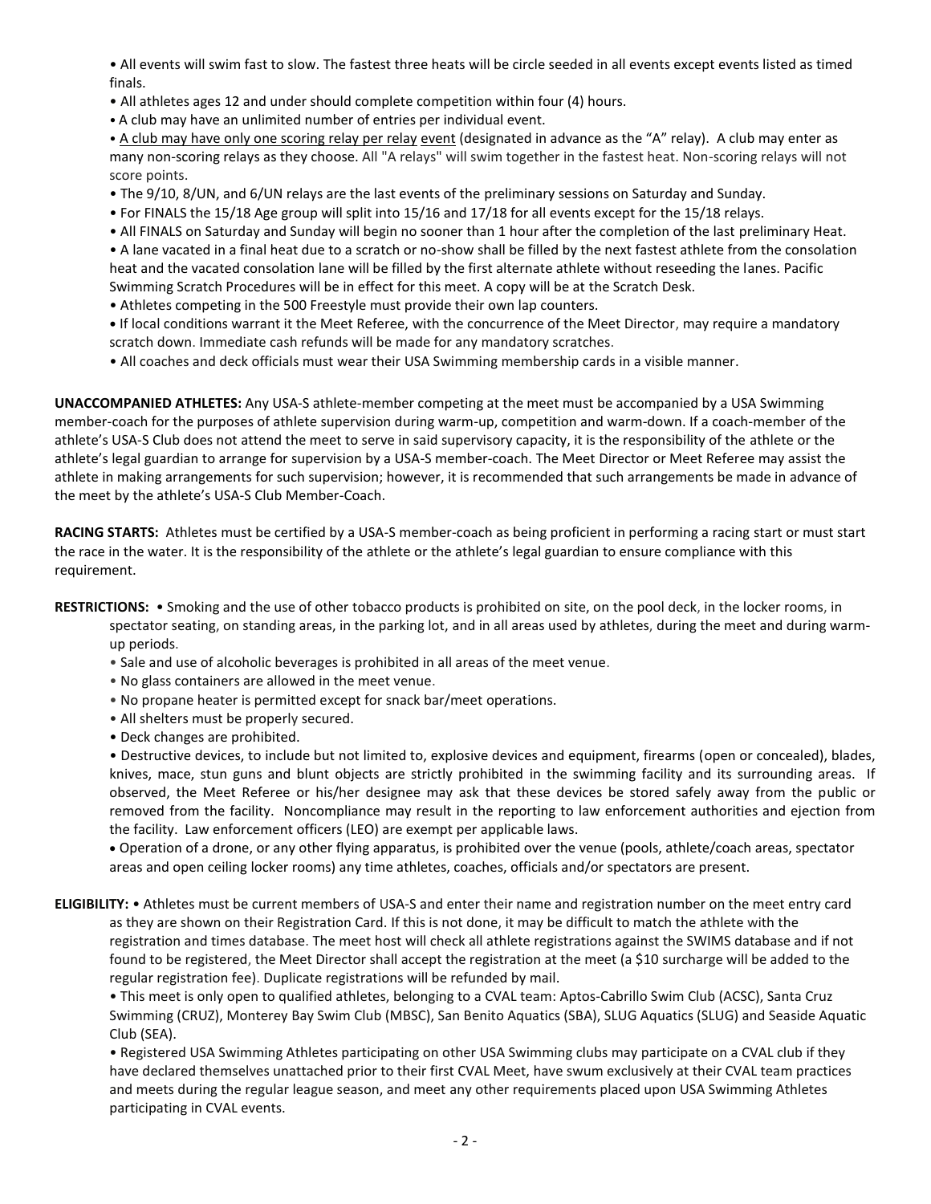- All events will swim fast to slow. The fastest three heats will be circle seeded in all events except events listed as timed finals.
- All athletes ages 12 and under should complete competition within four (4) hours.
- A club may have an unlimited number of entries per individual event.
- A club may have only one scoring relay per relay event (designated in advance as the "A" relay). A club may enter as many non-scoring relays as they choose. All "A relays" will swim together in the fastest heat. Non-scoring relays will not score points.
- The 9/10, 8/UN, and 6/UN relays are the last events of the preliminary sessions on Saturday and Sunday.
- For FINALS the 15/18 Age group will split into 15/16 and 17/18 for all events except for the 15/18 relays.
- All FINALS on Saturday and Sunday will begin no sooner than 1 hour after the completion of the last preliminary Heat.
- A lane vacated in a final heat due to a scratch or no-show shall be filled by the next fastest athlete from the consolation heat and the vacated consolation lane will be filled by the first alternate athlete without reseeding the lanes. Pacific Swimming Scratch Procedures will be in effect for this meet. A copy will be at the Scratch Desk.
- Athletes competing in the 500 Freestyle must provide their own lap counters.
- If local conditions warrant it the Meet Referee, with the concurrence of the Meet Director, may require a mandatory scratch down. Immediate cash refunds will be made for any mandatory scratches.
- All coaches and deck officials must wear their USA Swimming membership cards in a visible manner.

**UNACCOMPANIED ATHLETES:** Any USA-S athlete-member competing at the meet must be accompanied by a USA Swimming member-coach for the purposes of athlete supervision during warm-up, competition and warm-down. If a coach-member of the athlete's USA-S Club does not attend the meet to serve in said supervisory capacity, it is the responsibility of the athlete or the athlete's legal guardian to arrange for supervision by a USA-S member-coach. The Meet Director or Meet Referee may assist the athlete in making arrangements for such supervision; however, it is recommended that such arrangements be made in advance of the meet by the athlete's USA-S Club Member-Coach.

**RACING STARTS:** Athletes must be certified by a USA-S member-coach as being proficient in performing a racing start or must start the race in the water. It is the responsibility of the athlete or the athlete's legal guardian to ensure compliance with this requirement.

**RESTRICTIONS:**
- Smoking and the use of other tobacco products is prohibited on site, on the pool deck, in the locker rooms, in spectator seating, on standing areas, in the parking lot, and in all areas used by athletes, during the meet and during warm-up periods.
- Sale and use of alcoholic beverages is prohibited in all areas of the meet venue.
- No glass containers are allowed in the meet venue.
- No propane heater is permitted except for snack bar/meet operations.
- All shelters must be properly secured.
- Deck changes are prohibited.
- Destructive devices, to include but not limited to, explosive devices and equipment, firearms (open or concealed), blades, knives, mace, stun guns and blunt objects are strictly prohibited in the swimming facility and its surrounding areas. If observed, the Meet Referee or his/her designee may ask that these devices be stored safely away from the public or removed from the facility. Noncompliance may result in the reporting to law enforcement authorities and ejection from the facility. Law enforcement officers (LEO) are exempt per applicable laws.
- Operation of a drone, or any other flying apparatus, is prohibited over the venue (pools, athlete/coach areas, spectator areas and open ceiling locker rooms) any time athletes, coaches, officials and/or spectators are present.

**ELIGIBILITY:**
- Athletes must be current members of USA-S and enter their name and registration number on the meet entry card as they are shown on their Registration Card. If this is not done, it may be difficult to match the athlete with the registration and times database. The meet host will check all athlete registrations against the SWIMS database and if not found to be registered, the Meet Director shall accept the registration at the meet (a $10 surcharge will be added to the regular registration fee). Duplicate registrations will be refunded by mail.
- This meet is only open to qualified athletes, belonging to a CVAL team: Aptos-Cabrillo Swim Club (ACSC), Santa Cruz Swimming (CRUZ), Monterey Bay Swim Club (MBSC), San Benito Aquatics (SBA), SLUG Aquatics (SLUG) and Seaside Aquatic Club (SEA).
- Registered USA Swimming Athletes participating on other USA Swimming clubs may participate on a CVAL club if they have declared themselves unattached prior to their first CVAL Meet, have swum exclusively at their CVAL team practices and meets during the regular league season, and meet any other requirements placed upon USA Swimming Athletes participating in CVAL events.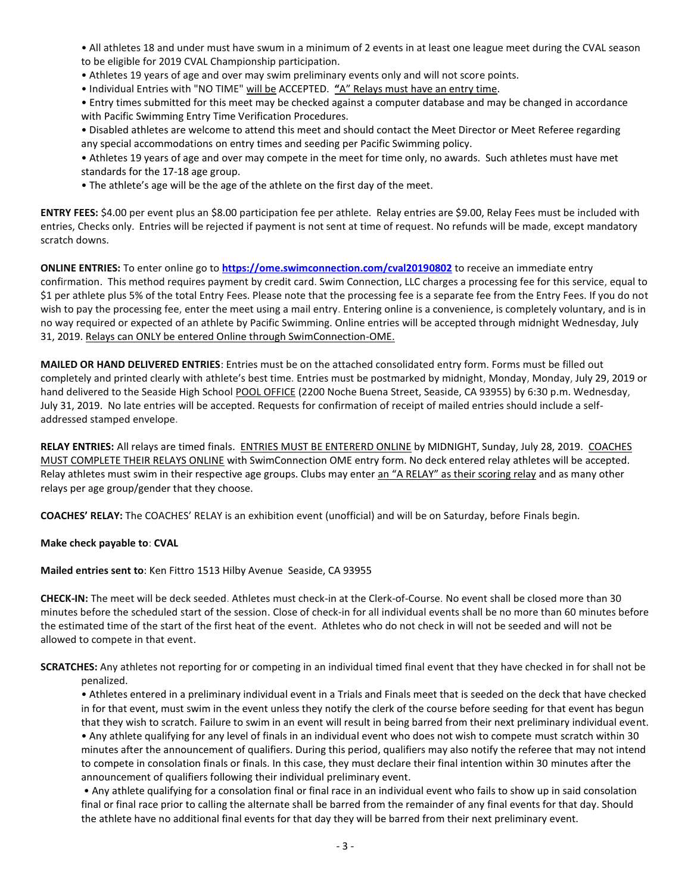- All athletes 18 and under must have swum in a minimum of 2 events in at least one league meet during the CVAL season to be eligible for 2019 CVAL Championship participation.
- Athletes 19 years of age and over may swim preliminary events only and will not score points.
- Individual Entries with "NO TIME" will be ACCEPTED. "A" Relays must have an entry time.
- Entry times submitted for this meet may be checked against a computer database and may be changed in accordance with Pacific Swimming Entry Time Verification Procedures.
- Disabled athletes are welcome to attend this meet and should contact the Meet Director or Meet Referee regarding any special accommodations on entry times and seeding per Pacific Swimming policy.
- Athletes 19 years of age and over may compete in the meet for time only, no awards. Such athletes must have met standards for the 17-18 age group.
- The athlete's age will be the age of the athlete on the first day of the meet.

**ENTRY FEES:** $4.00 per event plus an $8.00 participation fee per athlete. Relay entries are $9.00, Relay Fees must be included with entries, Checks only. Entries will be rejected if payment is not sent at time of request. No refunds will be made, except mandatory scratch downs.

**ONLINE ENTRIES:** To enter online go to **https://ome.swimconnection.com/cval20190802** to receive an immediate entry confirmation. This method requires payment by credit card. Swim Connection, LLC charges a processing fee for this service, equal to $1 per athlete plus 5% of the total Entry Fees. Please note that the processing fee is a separate fee from the Entry Fees. If you do not wish to pay the processing fee, enter the meet using a mail entry. Entering online is a convenience, is completely voluntary, and is in no way required or expected of an athlete by Pacific Swimming. Online entries will be accepted through midnight Wednesday, July 31, 2019. Relays can ONLY be entered Online through SwimConnection-OME.

**MAILED OR HAND DELIVERED ENTRIES**: Entries must be on the attached consolidated entry form. Forms must be filled out completely and printed clearly with athlete's best time. Entries must be postmarked by midnight, Monday, Monday, July 29, 2019 or hand delivered to the Seaside High School POOL OFFICE (2200 Noche Buena Street, Seaside, CA 93955) by 6:30 p.m. Wednesday, July 31, 2019. No late entries will be accepted. Requests for confirmation of receipt of mailed entries should include a self-addressed stamped envelope.

**RELAY ENTRIES:** All relays are timed finals. ENTRIES MUST BE ENTERERD ONLINE by MIDNIGHT, Sunday, July 28, 2019. COACHES MUST COMPLETE THEIR RELAYS ONLINE with SwimConnection OME entry form. No deck entered relay athletes will be accepted. Relay athletes must swim in their respective age groups. Clubs may enter an "A RELAY" as their scoring relay and as many other relays per age group/gender that they choose.

**COACHES' RELAY:** The COACHES' RELAY is an exhibition event (unofficial) and will be on Saturday, before Finals begin.

**Make check payable to**: **CVAL**

**Mailed entries sent to**: Ken Fittro 1513 Hilby Avenue Seaside, CA 93955

**CHECK-IN:** The meet will be deck seeded. Athletes must check-in at the Clerk-of-Course. No event shall be closed more than 30 minutes before the scheduled start of the session. Close of check-in for all individual events shall be no more than 60 minutes before the estimated time of the start of the first heat of the event. Athletes who do not check in will not be seeded and will not be allowed to compete in that event.

**SCRATCHES:** Any athletes not reporting for or competing in an individual timed final event that they have checked in for shall not be penalized.

- Athletes entered in a preliminary individual event in a Trials and Finals meet that is seeded on the deck that have checked in for that event, must swim in the event unless they notify the clerk of the course before seeding for that event has begun that they wish to scratch. Failure to swim in an event will result in being barred from their next preliminary individual event.
- Any athlete qualifying for any level of finals in an individual event who does not wish to compete must scratch within 30 minutes after the announcement of qualifiers. During this period, qualifiers may also notify the referee that may not intend to compete in consolation finals or finals. In this case, they must declare their final intention within 30 minutes after the announcement of qualifiers following their individual preliminary event.
- Any athlete qualifying for a consolation final or final race in an individual event who fails to show up in said consolation final or final race prior to calling the alternate shall be barred from the remainder of any final events for that day. Should the athlete have no additional final events for that day they will be barred from their next preliminary event.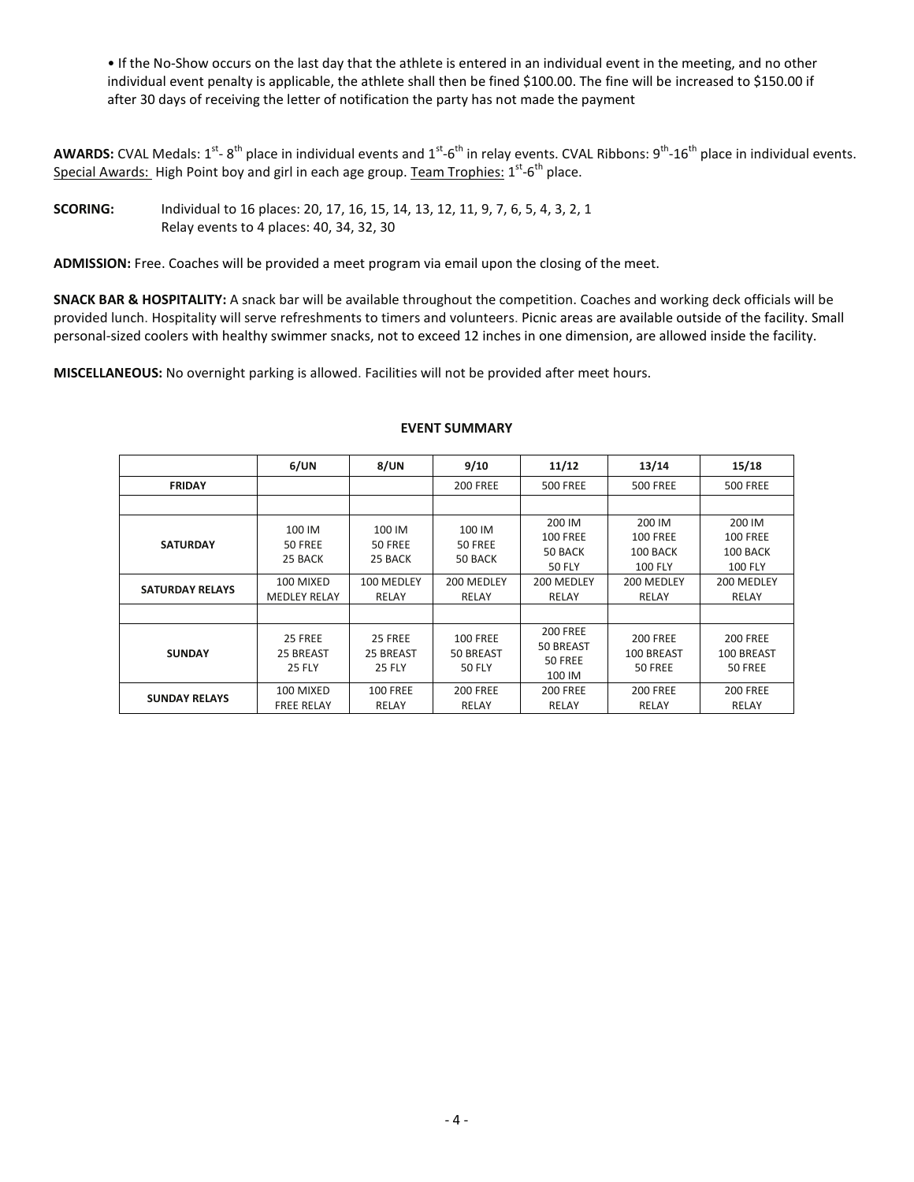- If the No-Show occurs on the last day that the athlete is entered in an individual event in the meeting, and no other individual event penalty is applicable, the athlete shall then be fined $100.00. The fine will be increased to $150.00 if after 30 days of receiving the letter of notification the party has not made the payment

**AWARDS:** CVAL Medals: 1st- 8th place in individual events and 1st-6th in relay events. CVAL Ribbons: 9th-16th place in individual events. Special Awards: High Point boy and girl in each age group. Team Trophies: 1st-6th place.

**SCORING:** Individual to 16 places: 20, 17, 16, 15, 14, 13, 12, 11, 9, 7, 6, 5, 4, 3, 2, 1
Relay events to 4 places: 40, 34, 32, 30

**ADMISSION:** Free. Coaches will be provided a meet program via email upon the closing of the meet.

**SNACK BAR & HOSPITALITY:** A snack bar will be available throughout the competition. Coaches and working deck officials will be provided lunch. Hospitality will serve refreshments to timers and volunteers. Picnic areas are available outside of the facility. Small personal-sized coolers with healthy swimmer snacks, not to exceed 12 inches in one dimension, are allowed inside the facility.

**MISCELLANEOUS:** No overnight parking is allowed. Facilities will not be provided after meet hours.

**EVENT SUMMARY**

| | 6/UN | 8/UN | 9/10 | 11/12 | 13/14 | 15/18 |
|---|---|---|---|---|---|---|
| **FRIDAY** | | | 200 FREE | 500 FREE | 500 FREE | 500 FREE |
| | | | | | | |
| **SATURDAY** | 100 IM<br>50 FREE<br>25 BACK | 100 IM<br>50 FREE<br>25 BACK | 100 IM<br>50 FREE<br>50 BACK | 200 IM<br>100 FREE<br>50 BACK<br>50 FLY | 200 IM<br>100 FREE<br>100 BACK<br>100 FLY | 200 IM<br>100 FREE<br>100 BACK<br>100 FLY |
| **SATURDAY RELAYS** | 100 MIXED MEDLEY RELAY | 100 MEDLEY RELAY | 200 MEDLEY RELAY | 200 MEDLEY RELAY | 200 MEDLEY RELAY | 200 MEDLEY RELAY |
| | | | | | | |
| **SUNDAY** | 25 FREE<br>25 BREAST<br>25 FLY | 25 FREE<br>25 BREAST<br>25 FLY | 100 FREE<br>50 BREAST<br>50 FLY | 200 FREE<br>50 BREAST<br>50 FREE<br>100 IM | 200 FREE<br>100 BREAST<br>50 FREE | 200 FREE<br>100 BREAST<br>50 FREE |
| **SUNDAY RELAYS** | 100 MIXED FREE RELAY | 100 FREE RELAY | 200 FREE RELAY | 200 FREE RELAY | 200 FREE RELAY | 200 FREE RELAY |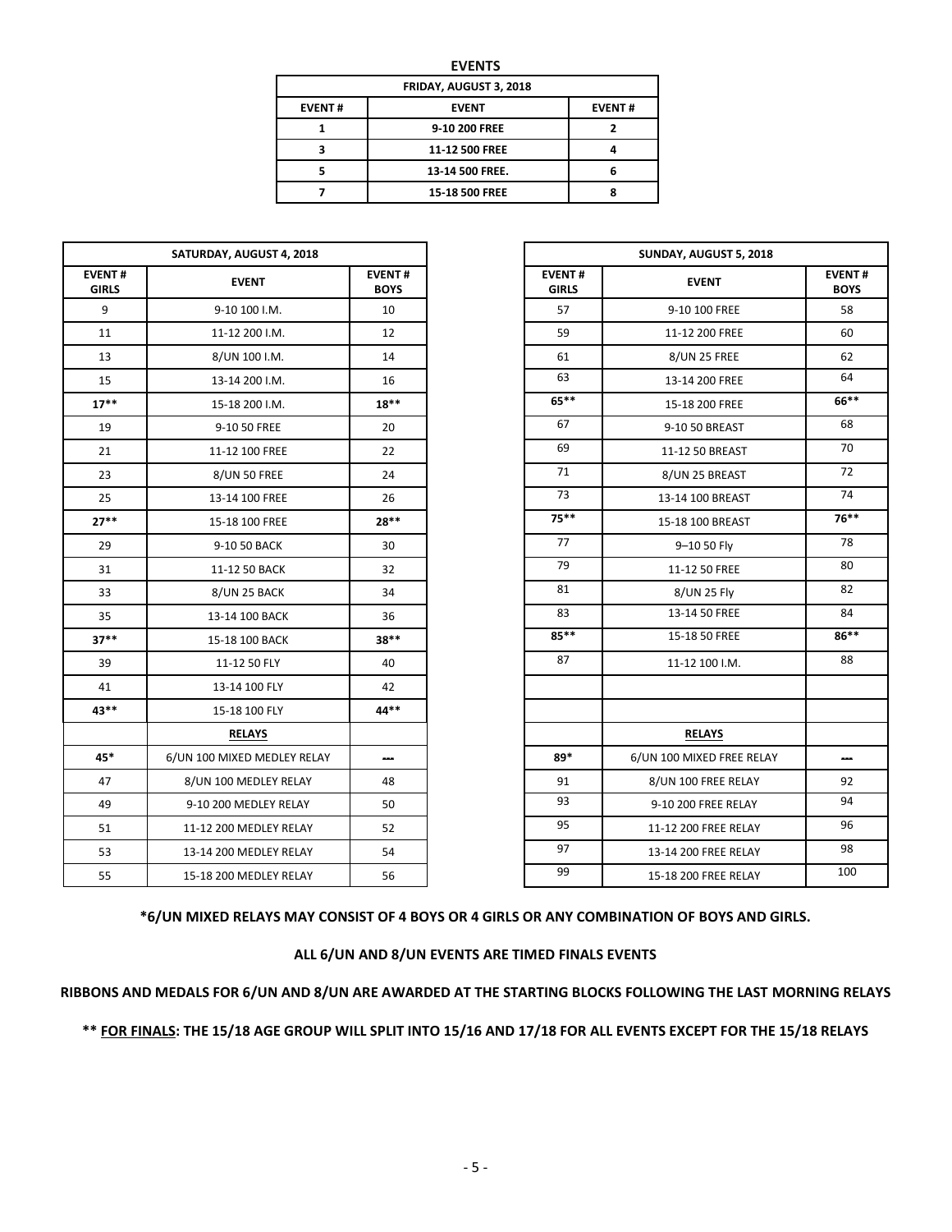## EVENTS

| FRIDAY, AUGUST 3, 2018 | | |
|---|---|---|
| **EVENT #** | **EVENT** | **EVENT #** |
| **1** | **9-10 200 FREE** | **2** |
| **3** | **11-12 500 FREE** | **4** |
| **5** | **13-14 500 FREE.** | **6** |
| **7** | **15-18 500 FREE** | **8** |

| SATURDAY, AUGUST 4, 2018 | | |
|---|---|---|
| **EVENT # GIRLS** | **EVENT** | **EVENT # BOYS** |
| 9 | 9-10 100 I.M. | 10 |
| 11 | 11-12 200 I.M. | 12 |
| 13 | 8/UN 100 I.M. | 14 |
| 15 | 13-14 200 I.M. | 16 |
| **17**** | 15-18 200 I.M. | **18**** |
| 19 | 9-10 50 FREE | 20 |
| 21 | 11-12 100 FREE | 22 |
| 23 | 8/UN 50 FREE | 24 |
| 25 | 13-14 100 FREE | 26 |
| **27**** | 15-18 100 FREE | **28**** |
| 29 | 9-10 50 BACK | 30 |
| 31 | 11-12 50 BACK | 32 |
| 33 | 8/UN 25 BACK | 34 |
| 35 | 13-14 100 BACK | 36 |
| **37**** | 15-18 100 BACK | **38**** |
| 39 | 11-12 50 FLY | 40 |
| 41 | 13-14 100 FLY | 42 |
| **43**** | 15-18 100 FLY | **44**** |
| | **RELAYS** | |
| **45*** | 6/UN 100 MIXED MEDLEY RELAY | --- |
| 47 | 8/UN 100 MEDLEY RELAY | 48 |
| 49 | 9-10 200 MEDLEY RELAY | 50 |
| 51 | 11-12 200 MEDLEY RELAY | 52 |
| 53 | 13-14 200 MEDLEY RELAY | 54 |
| 55 | 15-18 200 MEDLEY RELAY | 56 |

| SUNDAY, AUGUST 5, 2018 | | |
|---|---|---|
| **EVENT # GIRLS** | **EVENT** | **EVENT # BOYS** |
| 57 | 9-10 100 FREE | 58 |
| 59 | 11-12 200 FREE | 60 |
| 61 | 8/UN 25 FREE | 62 |
| 63 | 13-14 200 FREE | 64 |
| **65**** | 15-18 200 FREE | **66**** |
| 67 | 9-10 50 BREAST | 68 |
| 69 | 11-12 50 BREAST | 70 |
| 71 | 8/UN 25 BREAST | 72 |
| 73 | 13-14 100 BREAST | 74 |
| **75**** | 15-18 100 BREAST | **76**** |
| 77 | 9–10 50 Fly | 78 |
| 79 | 11-12 50 FREE | 80 |
| 81 | 8/UN 25 Fly | 82 |
| 83 | 13-14 50 FREE | 84 |
| **85**** | 15-18 50 FREE | **86**** |
| 87 | 11-12 100 I.M. | 88 |
| | | |
| | | |
| | **RELAYS** | |
| **89*** | 6/UN 100 MIXED FREE RELAY | --- |
| 91 | 8/UN 100 FREE RELAY | 92 |
| 93 | 9-10 200 FREE RELAY | 94 |
| 95 | 11-12 200 FREE RELAY | 96 |
| 97 | 13-14 200 FREE RELAY | 98 |
| 99 | 15-18 200 FREE RELAY | 100 |

**\*6/UN MIXED RELAYS MAY CONSIST OF 4 BOYS OR 4 GIRLS OR ANY COMBINATION OF BOYS AND GIRLS.**

**ALL 6/UN AND 8/UN EVENTS ARE TIMED FINALS EVENTS**

**RIBBONS AND MEDALS FOR 6/UN AND 8/UN ARE AWARDED AT THE STARTING BLOCKS FOLLOWING THE LAST MORNING RELAYS**

**\*\* FOR FINALS: THE 15/18 AGE GROUP WILL SPLIT INTO 15/16 AND 17/18 FOR ALL EVENTS EXCEPT FOR THE 15/18 RELAYS**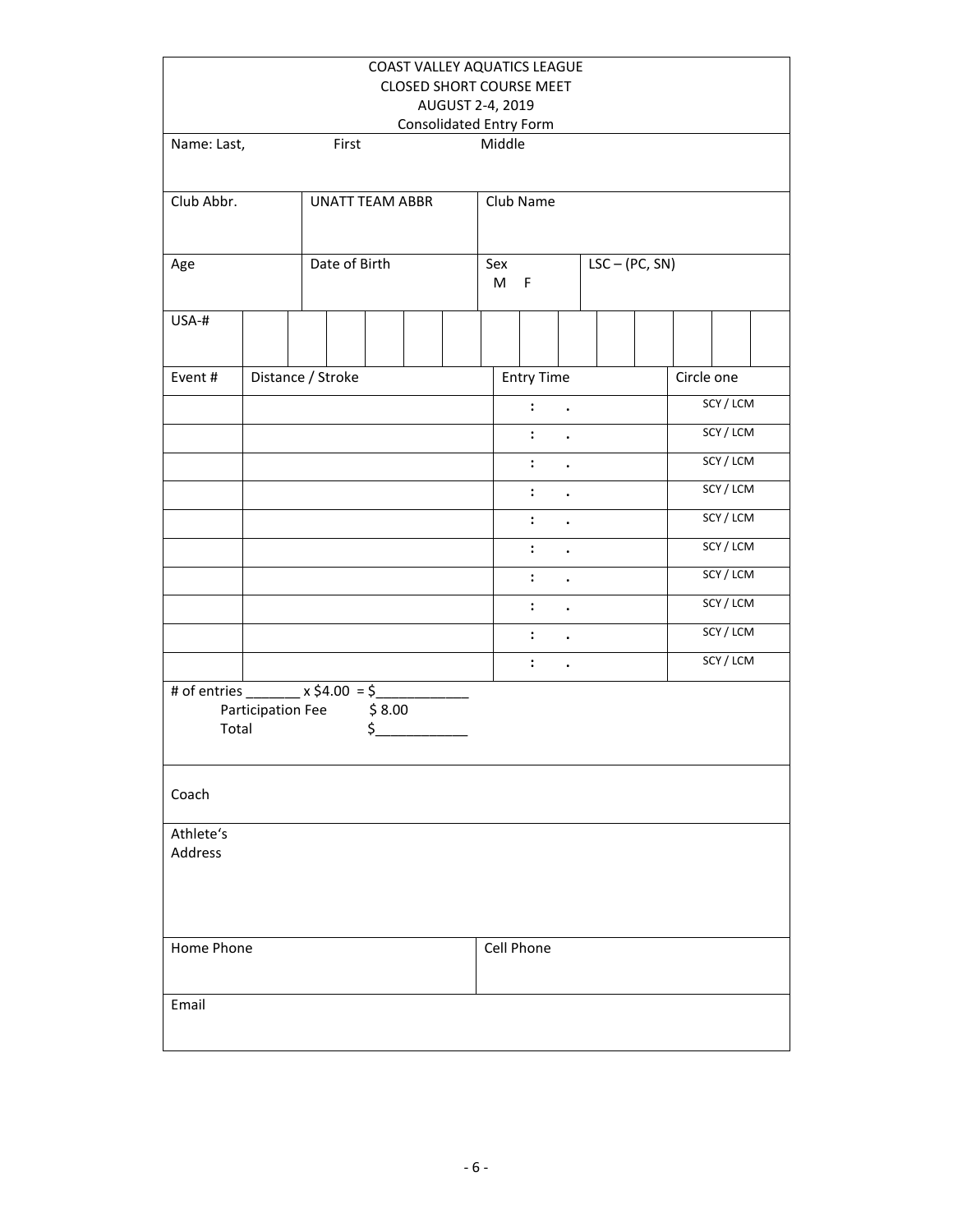COAST VALLEY AQUATICS LEAGUE
CLOSED SHORT COURSE MEET
AUGUST 2-4, 2019
Consolidated Entry Form

| Name: Last, | First | Middle | |
|---|---|---|---|
| Club Abbr. | UNATT TEAM ABBR | Club Name | |
| Age | Date of Birth | Sex M F | LSC – (PC, SN) |

| USA-# | | | | | | | | | | | | | | |
|---|---|---|---|---|---|---|---|---|---|---|---|---|---|---|

| Event # | Distance / Stroke | Entry Time | Circle one |
|---|---|---|---|
| | | : . | SCY / LCM |
| | | : . | SCY / LCM |
| | | : . | SCY / LCM |
| | | : . | SCY / LCM |
| | | : . | SCY / LCM |
| | | : . | SCY / LCM |
| | | : . | SCY / LCM |
| | | : . | SCY / LCM |
| | | : . | SCY / LCM |
| | | : . | SCY / LCM |

# of entries _______ x $4.00 = $____________
Participation Fee $ 8.00
Total $____________

| Coach | |
|---|---|
| Athlete's Address | |
| Home Phone | Cell Phone |
| Email | |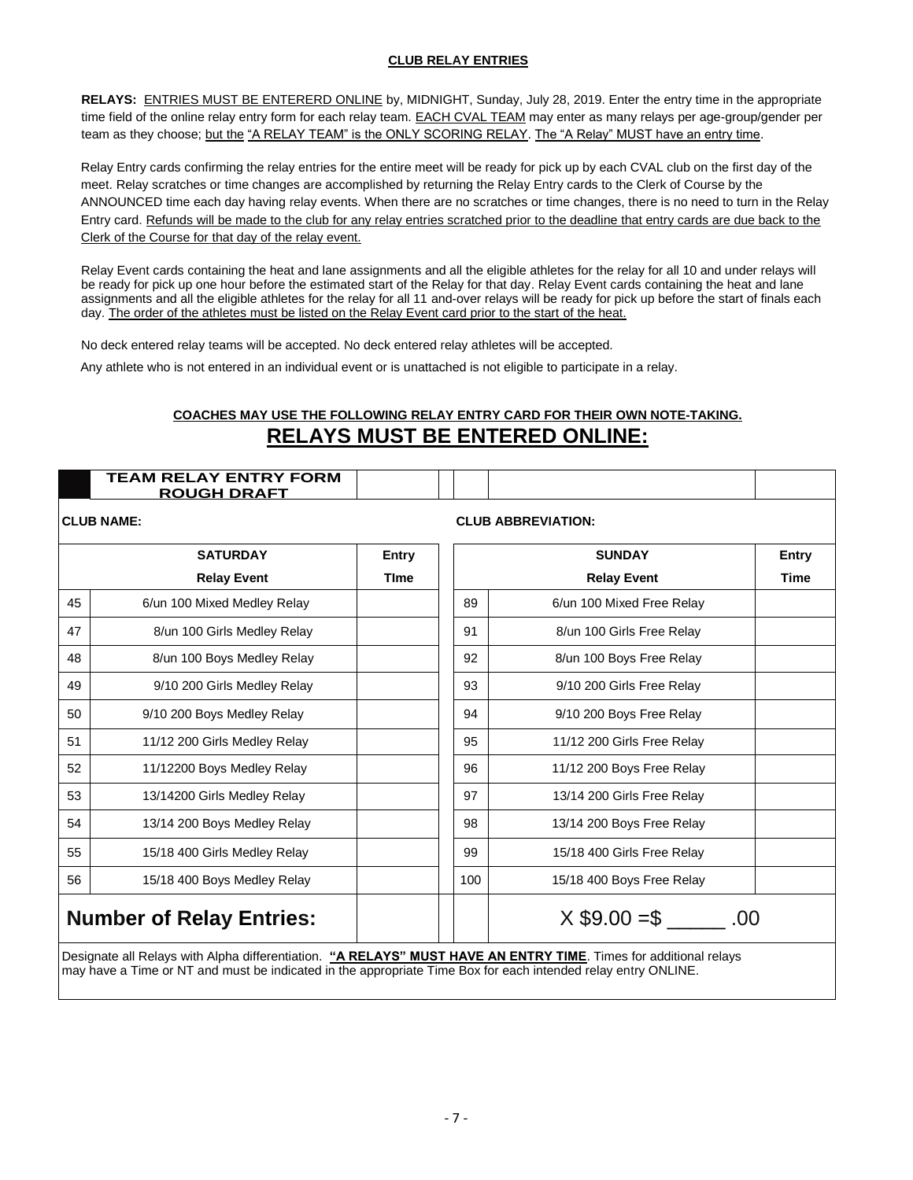**CLUB RELAY ENTRIES**

**RELAYS:** ENTRIES MUST BE ENTERERD ONLINE by, MIDNIGHT, Sunday, July 28, 2019. Enter the entry time in the appropriate time field of the online relay entry form for each relay team. EACH CVAL TEAM may enter as many relays per age-group/gender per team as they choose; but the "A RELAY TEAM" is the ONLY SCORING RELAY. The "A Relay" MUST have an entry time.

Relay Entry cards confirming the relay entries for the entire meet will be ready for pick up by each CVAL club on the first day of the meet. Relay scratches or time changes are accomplished by returning the Relay Entry cards to the Clerk of Course by the ANNOUNCED time each day having relay events. When there are no scratches or time changes, there is no need to turn in the Relay Entry card. Refunds will be made to the club for any relay entries scratched prior to the deadline that entry cards are due back to the Clerk of the Course for that day of the relay event.

Relay Event cards containing the heat and lane assignments and all the eligible athletes for the relay for all 10 and under relays will be ready for pick up one hour before the estimated start of the Relay for that day. Relay Event cards containing the heat and lane assignments and all the eligible athletes for the relay for all 11 and-over relays will be ready for pick up before the start of finals each day. The order of the athletes must be listed on the Relay Event card prior to the start of the heat.

No deck entered relay teams will be accepted. No deck entered relay athletes will be accepted.

Any athlete who is not entered in an individual event or is unattached is not eligible to participate in a relay.

**COACHES MAY USE THE FOLLOWING RELAY ENTRY CARD FOR THEIR OWN NOTE-TAKING.**

## RELAYS MUST BE ENTERED ONLINE:

| | TEAM RELAY ENTRY FORM ROUGH DRAFT | | | | |
|---|---|---|---|---|---|
| CLUB NAME: | | | CLUB ABBREVIATION: | | |
| | SATURDAY Relay Event | Entry TIme | | SUNDAY Relay Event | Entry Time |
| 45 | 6/un 100 Mixed Medley Relay | | 89 | 6/un 100 Mixed Free Relay | |
| 47 | 8/un 100 Girls Medley Relay | | 91 | 8/un 100 Girls Free Relay | |
| 48 | 8/un 100 Boys Medley Relay | | 92 | 8/un 100 Boys Free Relay | |
| 49 | 9/10 200 Girls Medley Relay | | 93 | 9/10 200 Girls Free Relay | |
| 50 | 9/10 200 Boys Medley Relay | | 94 | 9/10 200 Boys Free Relay | |
| 51 | 11/12 200 Girls Medley Relay | | 95 | 11/12 200 Girls Free Relay | |
| 52 | 11/12200 Boys Medley Relay | | 96 | 11/12 200 Boys Free Relay | |
| 53 | 13/14200 Girls Medley Relay | | 97 | 13/14 200 Girls Free Relay | |
| 54 | 13/14 200 Boys Medley Relay | | 98 | 13/14 200 Boys Free Relay | |
| 55 | 15/18 400 Girls Medley Relay | | 99 | 15/18 400 Girls Free Relay | |
| 56 | 15/18 400 Boys Medley Relay | | 100 | 15/18 400 Boys Free Relay | |
| **Number of Relay Entries:** | | | | X $9.00 =$ _____ .00 | |

Designate all Relays with Alpha differentiation. **"A RELAYS" MUST HAVE AN ENTRY TIME**. Times for additional relays may have a Time or NT and must be indicated in the appropriate Time Box for each intended relay entry ONLINE.